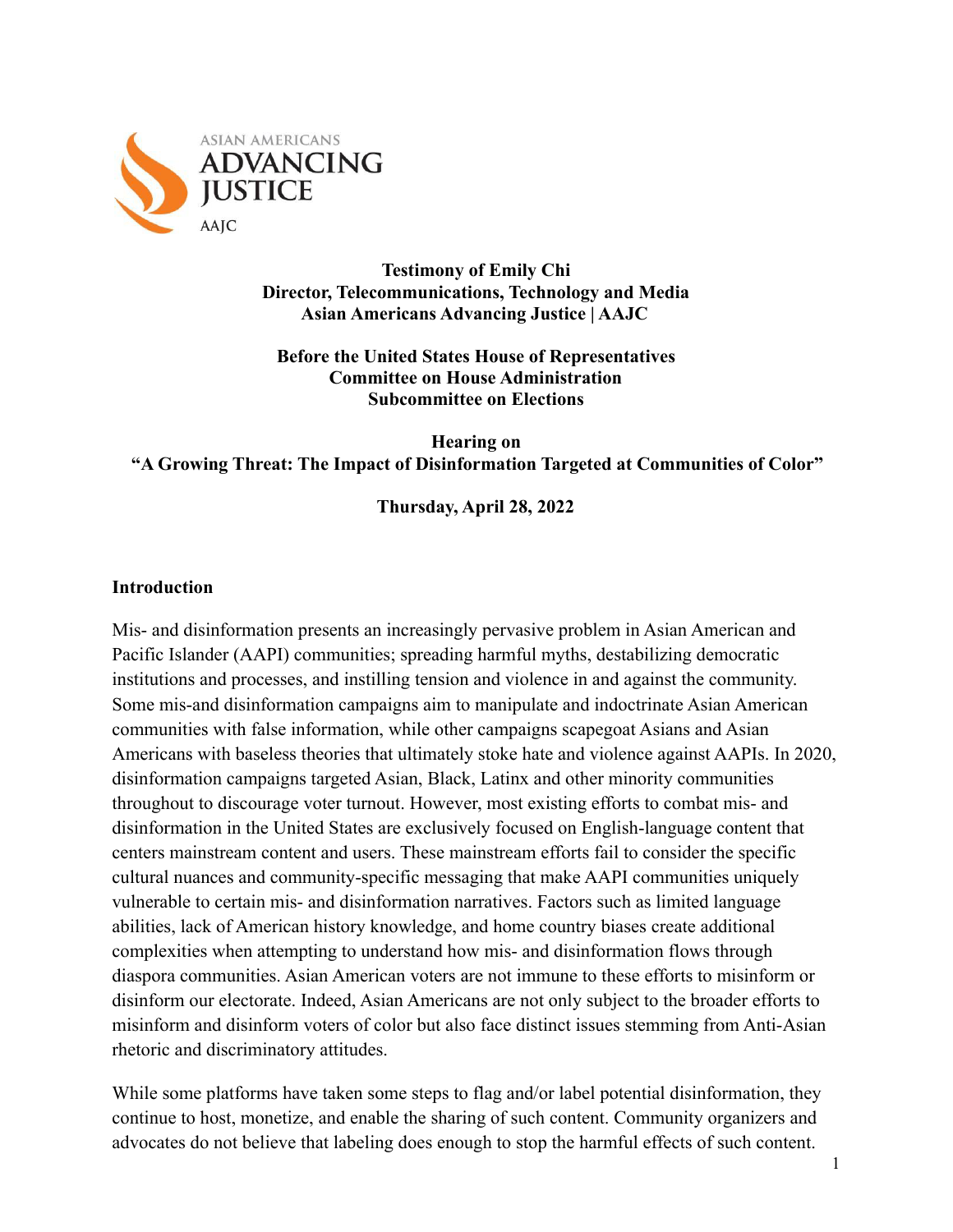ASIAN AMERICANS
ADVANCING
JUSTICE
AAJC

**Testimony of Emily Chi**
**Director, Telecommunications, Technology and Media**
**Asian Americans Advancing Justice | AAJC**

**Before the United States House of Representatives**
**Committee on House Administration**
**Subcommittee on Elections**

**Hearing on**
**"A Growing Threat: The Impact of Disinformation Targeted at Communities of Color"**

**Thursday, April 28, 2022**

## Introduction

Mis- and disinformation presents an increasingly pervasive problem in Asian American and Pacific Islander (AAPI) communities; spreading harmful myths, destabilizing democratic institutions and processes, and instilling tension and violence in and against the community. Some mis-and disinformation campaigns aim to manipulate and indoctrinate Asian American communities with false information, while other campaigns scapegoat Asians and Asian Americans with baseless theories that ultimately stoke hate and violence against AAPIs. In 2020, disinformation campaigns targeted Asian, Black, Latinx and other minority communities throughout to discourage voter turnout. However, most existing efforts to combat mis- and disinformation in the United States are exclusively focused on English-language content that centers mainstream content and users. These mainstream efforts fail to consider the specific cultural nuances and community-specific messaging that make AAPI communities uniquely vulnerable to certain mis- and disinformation narratives. Factors such as limited language abilities, lack of American history knowledge, and home country biases create additional complexities when attempting to understand how mis- and disinformation flows through diaspora communities. Asian American voters are not immune to these efforts to misinform or disinform our electorate. Indeed, Asian Americans are not only subject to the broader efforts to misinform and disinform voters of color but also face distinct issues stemming from Anti-Asian rhetoric and discriminatory attitudes.

While some platforms have taken some steps to flag and/or label potential disinformation, they continue to host, monetize, and enable the sharing of such content. Community organizers and advocates do not believe that labeling does enough to stop the harmful effects of such content.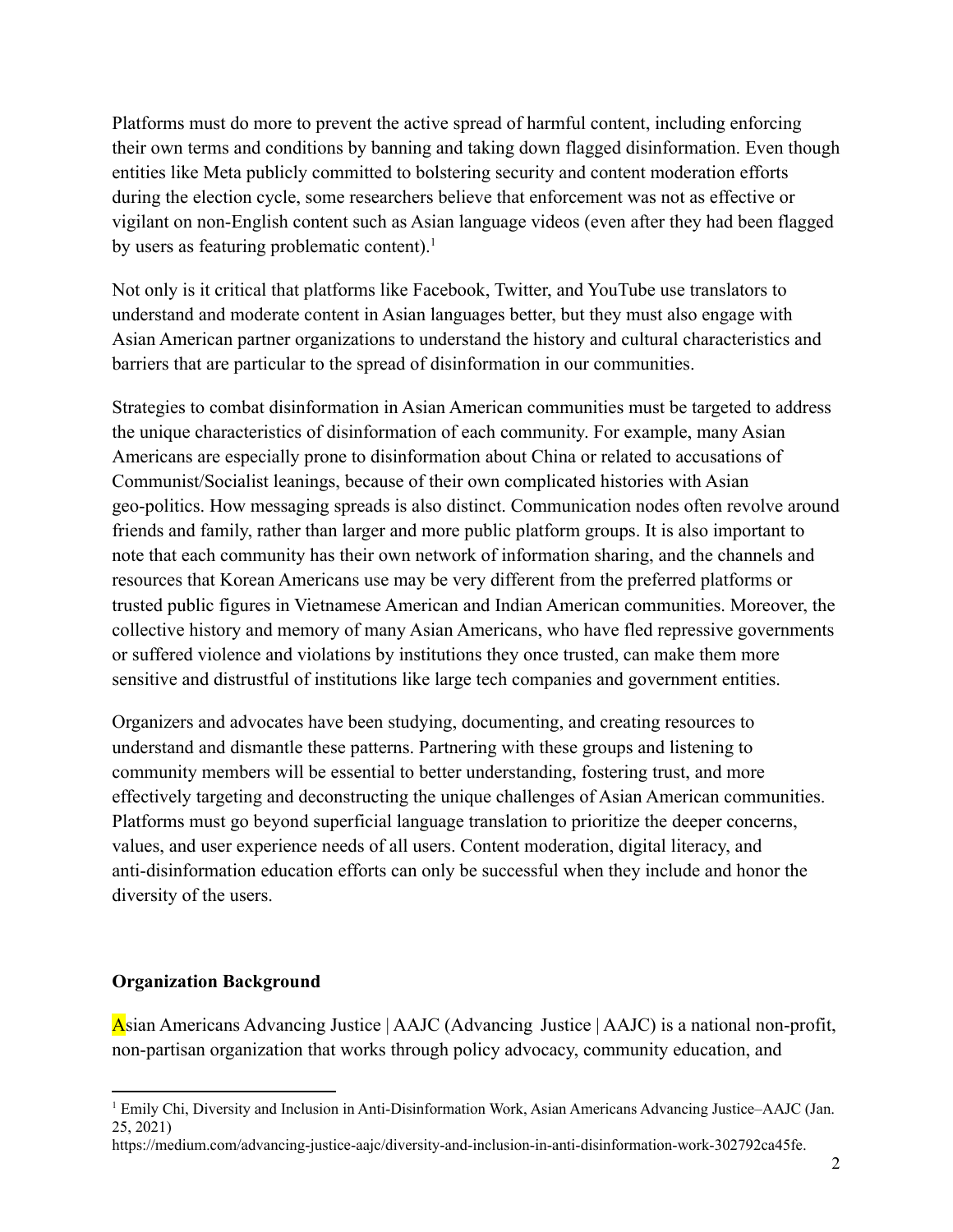Platforms must do more to prevent the active spread of harmful content, including enforcing their own terms and conditions by banning and taking down flagged disinformation. Even though entities like Meta publicly committed to bolstering security and content moderation efforts during the election cycle, some researchers believe that enforcement was not as effective or vigilant on non-English content such as Asian language videos (even after they had been flagged by users as featuring problematic content).[1]

Not only is it critical that platforms like Facebook, Twitter, and YouTube use translators to understand and moderate content in Asian languages better, but they must also engage with Asian American partner organizations to understand the history and cultural characteristics and barriers that are particular to the spread of disinformation in our communities.

Strategies to combat disinformation in Asian American communities must be targeted to address the unique characteristics of disinformation of each community. For example, many Asian Americans are especially prone to disinformation about China or related to accusations of Communist/Socialist leanings, because of their own complicated histories with Asian geo-politics. How messaging spreads is also distinct. Communication nodes often revolve around friends and family, rather than larger and more public platform groups. It is also important to note that each community has their own network of information sharing, and the channels and resources that Korean Americans use may be very different from the preferred platforms or trusted public figures in Vietnamese American and Indian American communities. Moreover, the collective history and memory of many Asian Americans, who have fled repressive governments or suffered violence and violations by institutions they once trusted, can make them more sensitive and distrustful of institutions like large tech companies and government entities.

Organizers and advocates have been studying, documenting, and creating resources to understand and dismantle these patterns. Partnering with these groups and listening to community members will be essential to better understanding, fostering trust, and more effectively targeting and deconstructing the unique challenges of Asian American communities. Platforms must go beyond superficial language translation to prioritize the deeper concerns, values, and user experience needs of all users. Content moderation, digital literacy, and anti-disinformation education efforts can only be successful when they include and honor the diversity of the users.

**Organization Background**

Asian Americans Advancing Justice | AAJC (Advancing Justice | AAJC) is a national non-profit, non-partisan organization that works through policy advocacy, community education, and

[1] Emily Chi, Diversity and Inclusion in Anti-Disinformation Work, Asian Americans Advancing Justice–AAJC (Jan. 25, 2021) https://medium.com/advancing-justice-aajc/diversity-and-inclusion-in-anti-disinformation-work-302792ca45fe.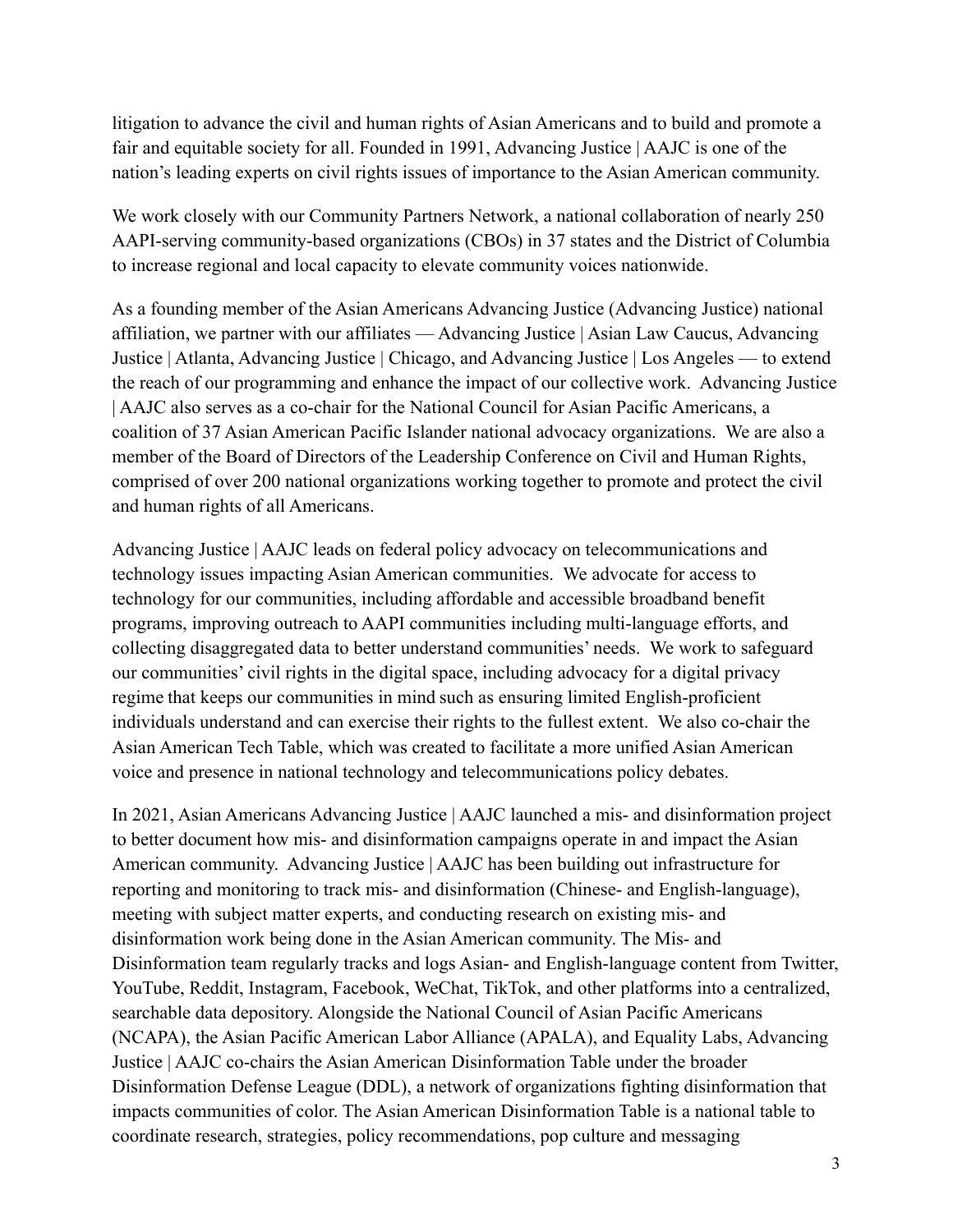litigation to advance the civil and human rights of Asian Americans and to build and promote a fair and equitable society for all. Founded in 1991, Advancing Justice | AAJC is one of the nation's leading experts on civil rights issues of importance to the Asian American community.

We work closely with our Community Partners Network, a national collaboration of nearly 250 AAPI-serving community-based organizations (CBOs) in 37 states and the District of Columbia to increase regional and local capacity to elevate community voices nationwide.

As a founding member of the Asian Americans Advancing Justice (Advancing Justice) national affiliation, we partner with our affiliates — Advancing Justice | Asian Law Caucus, Advancing Justice | Atlanta, Advancing Justice | Chicago, and Advancing Justice | Los Angeles — to extend the reach of our programming and enhance the impact of our collective work. Advancing Justice | AAJC also serves as a co-chair for the National Council for Asian Pacific Americans, a coalition of 37 Asian American Pacific Islander national advocacy organizations. We are also a member of the Board of Directors of the Leadership Conference on Civil and Human Rights, comprised of over 200 national organizations working together to promote and protect the civil and human rights of all Americans.

Advancing Justice | AAJC leads on federal policy advocacy on telecommunications and technology issues impacting Asian American communities. We advocate for access to technology for our communities, including affordable and accessible broadband benefit programs, improving outreach to AAPI communities including multi-language efforts, and collecting disaggregated data to better understand communities' needs. We work to safeguard our communities' civil rights in the digital space, including advocacy for a digital privacy regime that keeps our communities in mind such as ensuring limited English-proficient individuals understand and can exercise their rights to the fullest extent. We also co-chair the Asian American Tech Table, which was created to facilitate a more unified Asian American voice and presence in national technology and telecommunications policy debates.

In 2021, Asian Americans Advancing Justice | AAJC launched a mis- and disinformation project to better document how mis- and disinformation campaigns operate in and impact the Asian American community. Advancing Justice | AAJC has been building out infrastructure for reporting and monitoring to track mis- and disinformation (Chinese- and English-language), meeting with subject matter experts, and conducting research on existing mis- and disinformation work being done in the Asian American community. The Mis- and Disinformation team regularly tracks and logs Asian- and English-language content from Twitter, YouTube, Reddit, Instagram, Facebook, WeChat, TikTok, and other platforms into a centralized, searchable data depository. Alongside the National Council of Asian Pacific Americans (NCAPA), the Asian Pacific American Labor Alliance (APALA), and Equality Labs, Advancing Justice | AAJC co-chairs the Asian American Disinformation Table under the broader Disinformation Defense League (DDL), a network of organizations fighting disinformation that impacts communities of color. The Asian American Disinformation Table is a national table to coordinate research, strategies, policy recommendations, pop culture and messaging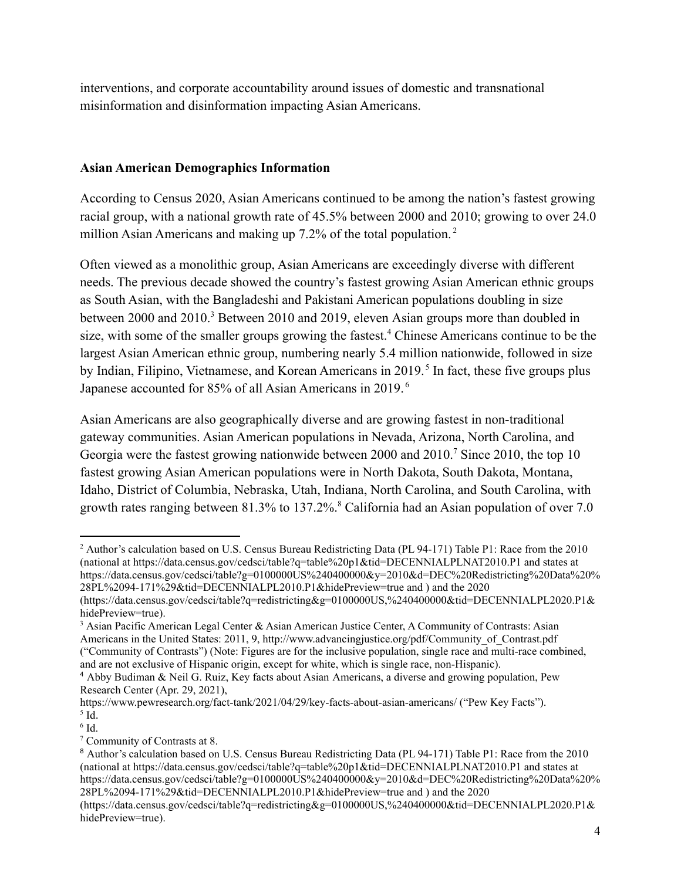interventions, and corporate accountability around issues of domestic and transnational misinformation and disinformation impacting Asian Americans.

**Asian American Demographics Information**

According to Census 2020, Asian Americans continued to be among the nation's fastest growing racial group, with a national growth rate of 45.5% between 2000 and 2010; growing to over 24.0 million Asian Americans and making up 7.2% of the total population.[2]

Often viewed as a monolithic group, Asian Americans are exceedingly diverse with different needs. The previous decade showed the country's fastest growing Asian American ethnic groups as South Asian, with the Bangladeshi and Pakistani American populations doubling in size between 2000 and 2010.[3] Between 2010 and 2019, eleven Asian groups more than doubled in size, with some of the smaller groups growing the fastest.[4] Chinese Americans continue to be the largest Asian American ethnic group, numbering nearly 5.4 million nationwide, followed in size by Indian, Filipino, Vietnamese, and Korean Americans in 2019.[5] In fact, these five groups plus Japanese accounted for 85% of all Asian Americans in 2019.[6]

Asian Americans are also geographically diverse and are growing fastest in non-traditional gateway communities. Asian American populations in Nevada, Arizona, North Carolina, and Georgia were the fastest growing nationwide between 2000 and 2010.[7] Since 2010, the top 10 fastest growing Asian American populations were in North Dakota, South Dakota, Montana, Idaho, District of Columbia, Nebraska, Utah, Indiana, North Carolina, and South Carolina, with growth rates ranging between 81.3% to 137.2%.[8] California had an Asian population of over 7.0

---

[2] Author's calculation based on U.S. Census Bureau Redistricting Data (PL 94-171) Table P1: Race from the 2010 (national at https://data.census.gov/cedsci/table?q=table%20p1&tid=DECENNIALPLNAT2010.P1 and states at https://data.census.gov/cedsci/table?g=0100000US%240400000&y=2010&d=DEC%20Redistricting%20Data%20%28PL%2094-171%29&tid=DECENNIALPL2010.P1&hidePreview=true and ) and the 2020 (https://data.census.gov/cedsci/table?q=redistricting&g=0100000US,%240400000&tid=DECENNIALPL2020.P1&hidePreview=true).

[3] Asian Pacific American Legal Center & Asian American Justice Center, A Community of Contrasts: Asian Americans in the United States: 2011, 9, http://www.advancingjustice.org/pdf/Community_of_Contrast.pdf ("Community of Contrasts") (Note: Figures are for the inclusive population, single race and multi-race combined, and are not exclusive of Hispanic origin, except for white, which is single race, non-Hispanic).

[4] Abby Budiman & Neil G. Ruiz, Key facts about Asian Americans, a diverse and growing population, Pew Research Center (Apr. 29, 2021), https://www.pewresearch.org/fact-tank/2021/04/29/key-facts-about-asian-americans/ ("Pew Key Facts").

[5] Id.

[6] Id.

[7] Community of Contrasts at 8.

[8] Author's calculation based on U.S. Census Bureau Redistricting Data (PL 94-171) Table P1: Race from the 2010 (national at https://data.census.gov/cedsci/table?q=table%20p1&tid=DECENNIALPLNAT2010.P1 and states at https://data.census.gov/cedsci/table?g=0100000US%240400000&y=2010&d=DEC%20Redistricting%20Data%20%28PL%2094-171%29&tid=DECENNIALPL2010.P1&hidePreview=true and ) and the 2020 (https://data.census.gov/cedsci/table?q=redistricting&g=0100000US,%240400000&tid=DECENNIALPL2020.P1&hidePreview=true).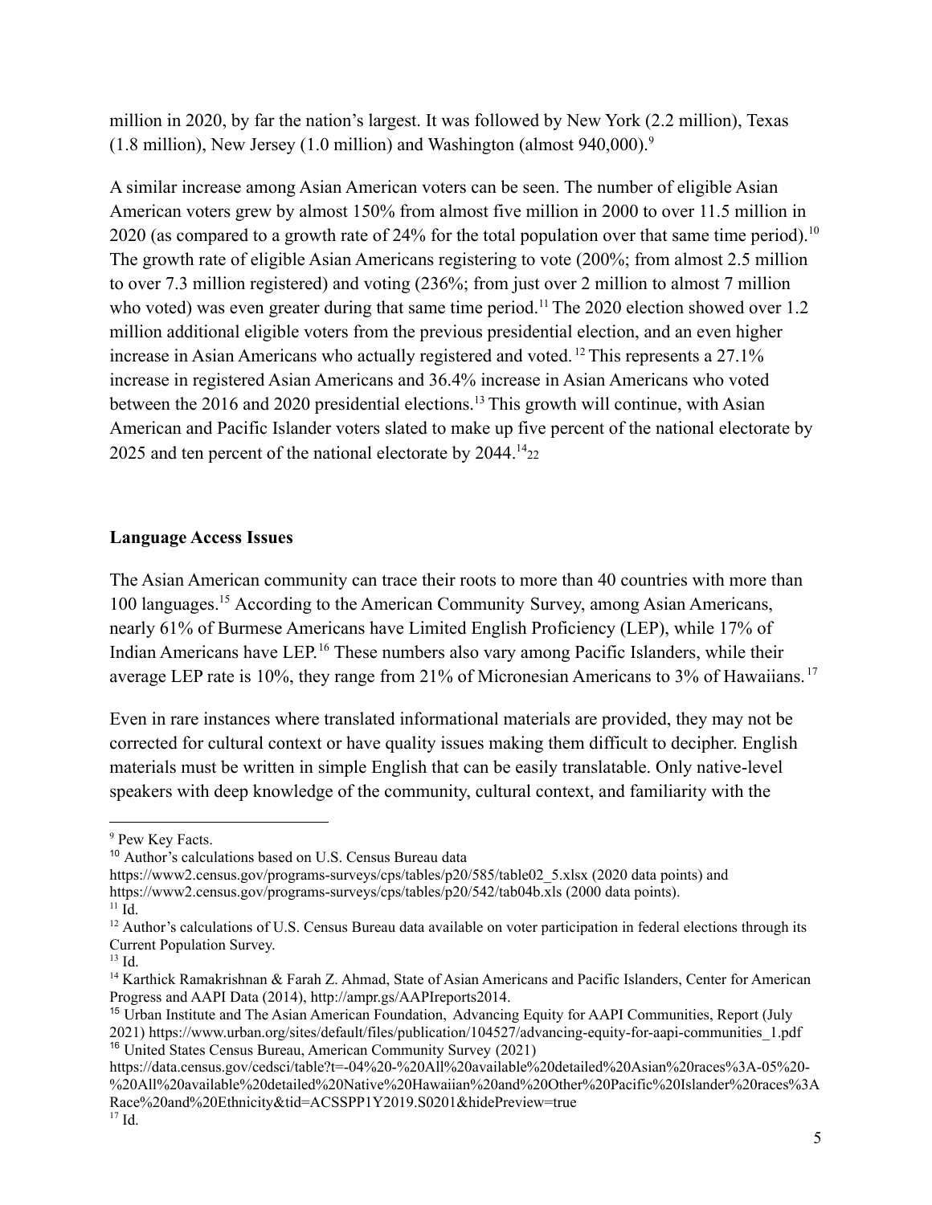million in 2020, by far the nation's largest. It was followed by New York (2.2 million), Texas (1.8 million), New Jersey (1.0 million) and Washington (almost 940,000).[9]

A similar increase among Asian American voters can be seen. The number of eligible Asian American voters grew by almost 150% from almost five million in 2000 to over 11.5 million in 2020 (as compared to a growth rate of 24% for the total population over that same time period).[10] The growth rate of eligible Asian Americans registering to vote (200%; from almost 2.5 million to over 7.3 million registered) and voting (236%; from just over 2 million to almost 7 million who voted) was even greater during that same time period.[11] The 2020 election showed over 1.2 million additional eligible voters from the previous presidential election, and an even higher increase in Asian Americans who actually registered and voted.[12] This represents a 27.1% increase in registered Asian Americans and 36.4% increase in Asian Americans who voted between the 2016 and 2020 presidential elections.[13] This growth will continue, with Asian American and Pacific Islander voters slated to make up five percent of the national electorate by 2025 and ten percent of the national electorate by 2044.[14]22

**Language Access Issues**

The Asian American community can trace their roots to more than 40 countries with more than 100 languages.[15] According to the American Community Survey, among Asian Americans, nearly 61% of Burmese Americans have Limited English Proficiency (LEP), while 17% of Indian Americans have LEP.[16] These numbers also vary among Pacific Islanders, while their average LEP rate is 10%, they range from 21% of Micronesian Americans to 3% of Hawaiians.[17]

Even in rare instances where translated informational materials are provided, they may not be corrected for cultural context or have quality issues making them difficult to decipher. English materials must be written in simple English that can be easily translatable. Only native-level speakers with deep knowledge of the community, cultural context, and familiarity with the

---

[9] Pew Key Facts.

[10] Author's calculations based on U.S. Census Bureau data https://www2.census.gov/programs-surveys/cps/tables/p20/585/table02_5.xlsx (2020 data points) and https://www2.census.gov/programs-surveys/cps/tables/p20/542/tab04b.xls (2000 data points).

[11] Id.

[12] Author's calculations of U.S. Census Bureau data available on voter participation in federal elections through its Current Population Survey.

[13] Id.

[14] Karthick Ramakrishnan & Farah Z. Ahmad, State of Asian Americans and Pacific Islanders, Center for American Progress and AAPI Data (2014), http://ampr.gs/AAPIreports2014.

[15] Urban Institute and The Asian American Foundation, Advancing Equity for AAPI Communities, Report (July 2021) https://www.urban.org/sites/default/files/publication/104527/advancing-equity-for-aapi-communities_1.pdf

[16] United States Census Bureau, American Community Survey (2021) https://data.census.gov/cedsci/table?t=-04%20-%20All%20available%20detailed%20Asian%20races%3A-05%20-%20All%20available%20detailed%20Native%20Hawaiian%20and%20Other%20Pacific%20Islander%20races%3ARace%20and%20Ethnicity&tid=ACSSPP1Y2019.S0201&hidePreview=true

[17] Id.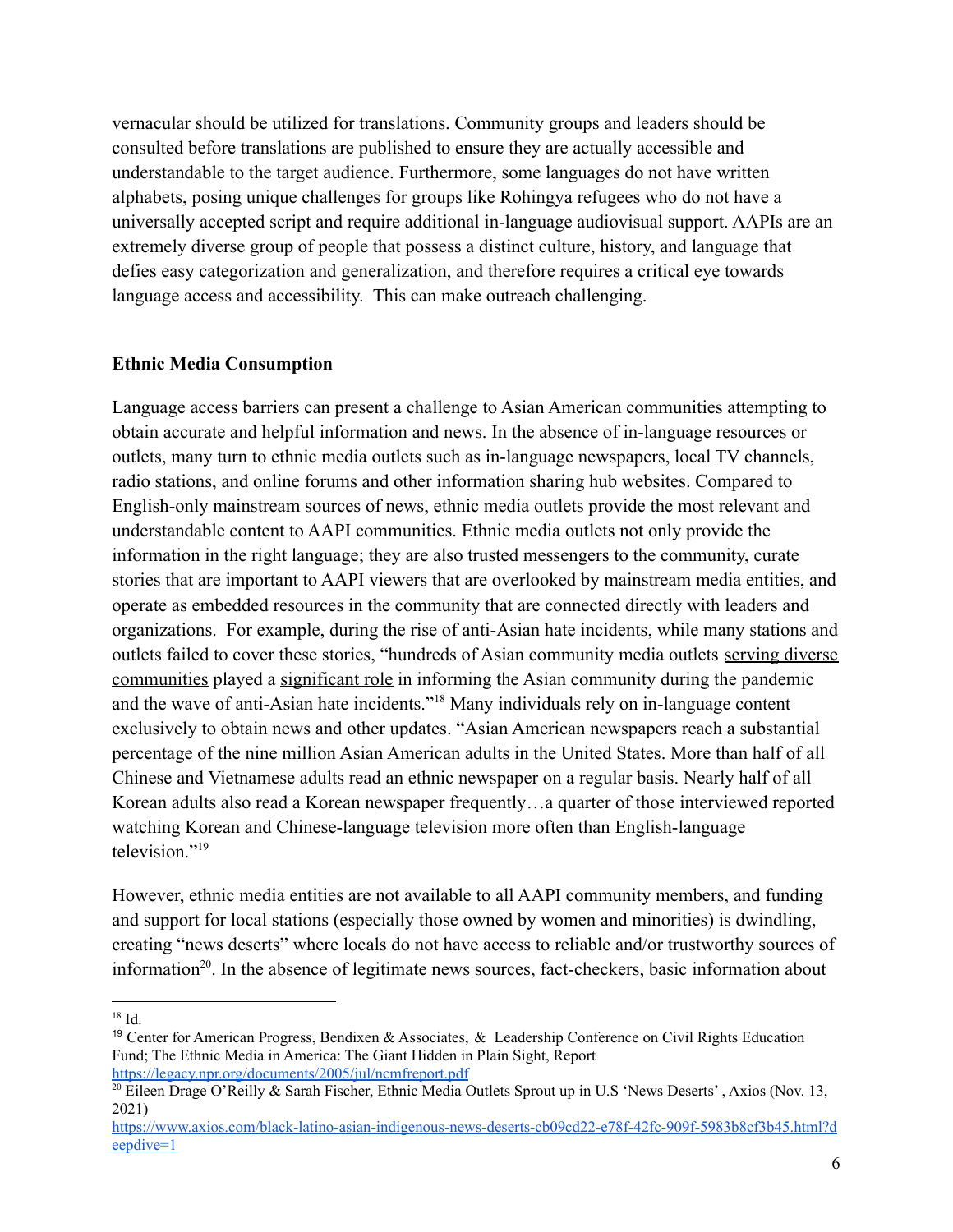vernacular should be utilized for translations. Community groups and leaders should be consulted before translations are published to ensure they are actually accessible and understandable to the target audience. Furthermore, some languages do not have written alphabets, posing unique challenges for groups like Rohingya refugees who do not have a universally accepted script and require additional in-language audiovisual support. AAPIs are an extremely diverse group of people that possess a distinct culture, history, and language that defies easy categorization and generalization, and therefore requires a critical eye towards language access and accessibility. This can make outreach challenging.

**Ethnic Media Consumption**

Language access barriers can present a challenge to Asian American communities attempting to obtain accurate and helpful information and news. In the absence of in-language resources or outlets, many turn to ethnic media outlets such as in-language newspapers, local TV channels, radio stations, and online forums and other information sharing hub websites. Compared to English-only mainstream sources of news, ethnic media outlets provide the most relevant and understandable content to AAPI communities. Ethnic media outlets not only provide the information in the right language; they are also trusted messengers to the community, curate stories that are important to AAPI viewers that are overlooked by mainstream media entities, and operate as embedded resources in the community that are connected directly with leaders and organizations. For example, during the rise of anti-Asian hate incidents, while many stations and outlets failed to cover these stories, "hundreds of Asian community media outlets serving diverse communities played a significant role in informing the Asian community during the pandemic and the wave of anti-Asian hate incidents."[18] Many individuals rely on in-language content exclusively to obtain news and other updates. "Asian American newspapers reach a substantial percentage of the nine million Asian American adults in the United States. More than half of all Chinese and Vietnamese adults read an ethnic newspaper on a regular basis. Nearly half of all Korean adults also read a Korean newspaper frequently…a quarter of those interviewed reported watching Korean and Chinese-language television more often than English-language television."[19]

However, ethnic media entities are not available to all AAPI community members, and funding and support for local stations (especially those owned by women and minorities) is dwindling, creating "news deserts" where locals do not have access to reliable and/or trustworthy sources of information[20]. In the absence of legitimate news sources, fact-checkers, basic information about

---

[18] Id.

[19] Center for American Progress, Bendixen & Associates, & Leadership Conference on Civil Rights Education Fund; The Ethnic Media in America: The Giant Hidden in Plain Sight, Report https://legacy.npr.org/documents/2005/jul/ncmfreport.pdf

[20] Eileen Drage O'Reilly & Sarah Fischer, Ethnic Media Outlets Sprout up in U.S 'News Deserts' , Axios (Nov. 13, 2021) https://www.axios.com/black-latino-asian-indigenous-news-deserts-cb09cd22-e78f-42fc-909f-5983b8cf3b45.html?deepdive=1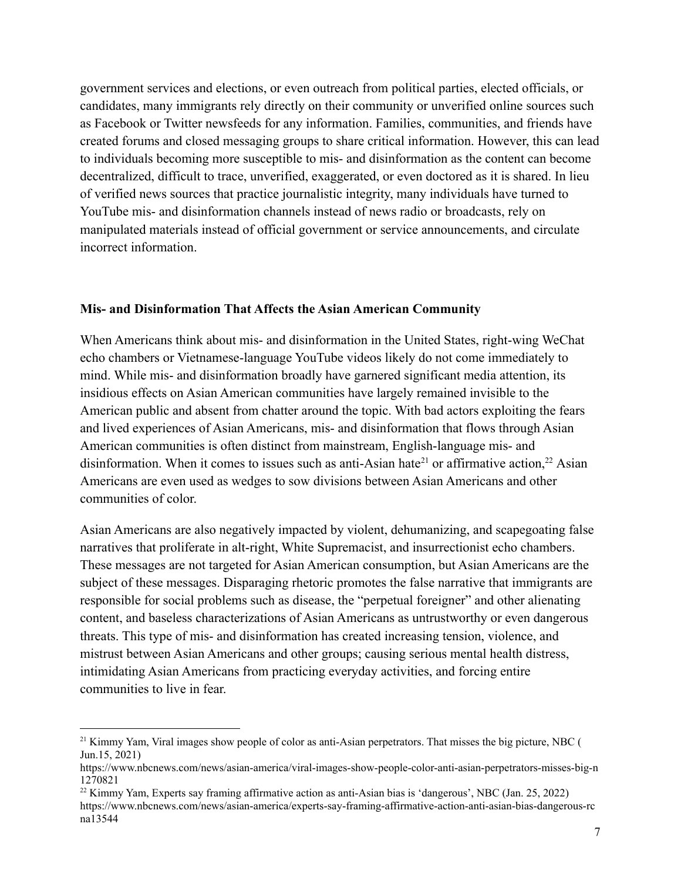government services and elections, or even outreach from political parties, elected officials, or candidates, many immigrants rely directly on their community or unverified online sources such as Facebook or Twitter newsfeeds for any information. Families, communities, and friends have created forums and closed messaging groups to share critical information. However, this can lead to individuals becoming more susceptible to mis- and disinformation as the content can become decentralized, difficult to trace, unverified, exaggerated, or even doctored as it is shared. In lieu of verified news sources that practice journalistic integrity, many individuals have turned to YouTube mis- and disinformation channels instead of news radio or broadcasts, rely on manipulated materials instead of official government or service announcements, and circulate incorrect information.

**Mis- and Disinformation That Affects the Asian American Community**

When Americans think about mis- and disinformation in the United States, right-wing WeChat echo chambers or Vietnamese-language YouTube videos likely do not come immediately to mind. While mis- and disinformation broadly have garnered significant media attention, its insidious effects on Asian American communities have largely remained invisible to the American public and absent from chatter around the topic. With bad actors exploiting the fears and lived experiences of Asian Americans, mis- and disinformation that flows through Asian American communities is often distinct from mainstream, English-language mis- and disinformation. When it comes to issues such as anti-Asian hate[21] or affirmative action,[22] Asian Americans are even used as wedges to sow divisions between Asian Americans and other communities of color.

Asian Americans are also negatively impacted by violent, dehumanizing, and scapegoating false narratives that proliferate in alt-right, White Supremacist, and insurrectionist echo chambers. These messages are not targeted for Asian American consumption, but Asian Americans are the subject of these messages. Disparaging rhetoric promotes the false narrative that immigrants are responsible for social problems such as disease, the "perpetual foreigner" and other alienating content, and baseless characterizations of Asian Americans as untrustworthy or even dangerous threats. This type of mis- and disinformation has created increasing tension, violence, and mistrust between Asian Americans and other groups; causing serious mental health distress, intimidating Asian Americans from practicing everyday activities, and forcing entire communities to live in fear.

---

[21] Kimmy Yam, Viral images show people of color as anti-Asian perpetrators. That misses the big picture, NBC ( Jun.15, 2021) https://www.nbcnews.com/news/asian-america/viral-images-show-people-color-anti-asian-perpetrators-misses-big-n1270821

[22] Kimmy Yam, Experts say framing affirmative action as anti-Asian bias is 'dangerous', NBC (Jan. 25, 2022) https://www.nbcnews.com/news/asian-america/experts-say-framing-affirmative-action-anti-asian-bias-dangerous-rcna13544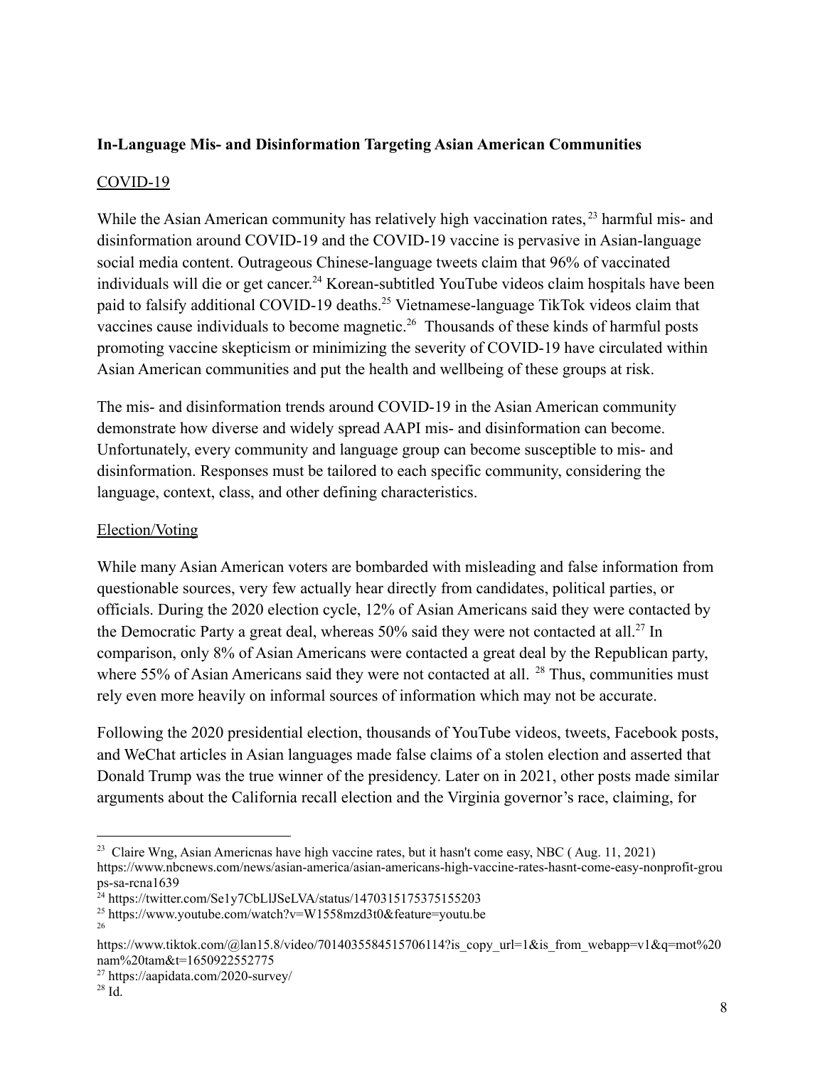**In-Language Mis- and Disinformation Targeting Asian American Communities**

COVID-19

While the Asian American community has relatively high vaccination rates,[23] harmful mis- and disinformation around COVID-19 and the COVID-19 vaccine is pervasive in Asian-language social media content. Outrageous Chinese-language tweets claim that 96% of vaccinated individuals will die or get cancer.[24] Korean-subtitled YouTube videos claim hospitals have been paid to falsify additional COVID-19 deaths.[25] Vietnamese-language TikTok videos claim that vaccines cause individuals to become magnetic.[26] Thousands of these kinds of harmful posts promoting vaccine skepticism or minimizing the severity of COVID-19 have circulated within Asian American communities and put the health and wellbeing of these groups at risk.

The mis- and disinformation trends around COVID-19 in the Asian American community demonstrate how diverse and widely spread AAPI mis- and disinformation can become. Unfortunately, every community and language group can become susceptible to mis- and disinformation. Responses must be tailored to each specific community, considering the language, context, class, and other defining characteristics.

Election/Voting

While many Asian American voters are bombarded with misleading and false information from questionable sources, very few actually hear directly from candidates, political parties, or officials. During the 2020 election cycle, 12% of Asian Americans said they were contacted by the Democratic Party a great deal, whereas 50% said they were not contacted at all.[27] In comparison, only 8% of Asian Americans were contacted a great deal by the Republican party, where 55% of Asian Americans said they were not contacted at all.[28] Thus, communities must rely even more heavily on informal sources of information which may not be accurate.

Following the 2020 presidential election, thousands of YouTube videos, tweets, Facebook posts, and WeChat articles in Asian languages made false claims of a stolen election and asserted that Donald Trump was the true winner of the presidency. Later on in 2021, other posts made similar arguments about the California recall election and the Virginia governor's race, claiming, for

---

[23] Claire Wng, Asian Americnas have high vaccine rates, but it hasn't come easy, NBC ( Aug. 11, 2021) https://www.nbcnews.com/news/asian-america/asian-americans-high-vaccine-rates-hasnt-come-easy-nonprofit-groups-sa-rcna1639

[24] https://twitter.com/Se1y7CbLlJSeLVA/status/1470315175375155203

[25] https://www.youtube.com/watch?v=W1558mzd3t0&feature=youtu.be

[26] https://www.tiktok.com/@lan15.8/video/7014035584515706114?is_copy_url=1&is_from_webapp=v1&q=mot%20nam%20tam&t=1650922552775

[27] https://aapidata.com/2020-survey/

[28] Id.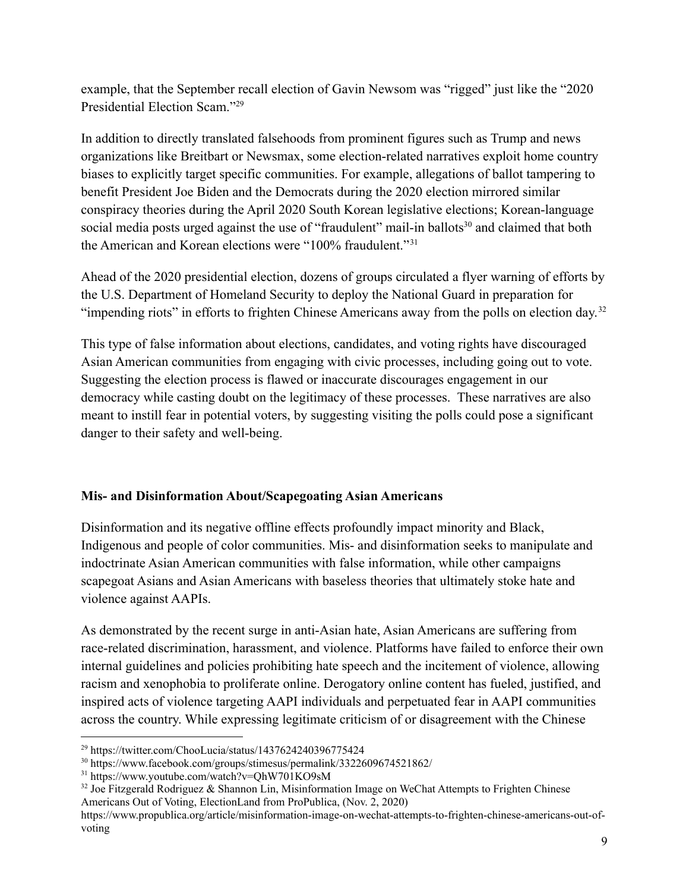example, that the September recall election of Gavin Newsom was "rigged" just like the "2020 Presidential Election Scam."[29]

In addition to directly translated falsehoods from prominent figures such as Trump and news organizations like Breitbart or Newsmax, some election-related narratives exploit home country biases to explicitly target specific communities. For example, allegations of ballot tampering to benefit President Joe Biden and the Democrats during the 2020 election mirrored similar conspiracy theories during the April 2020 South Korean legislative elections; Korean-language social media posts urged against the use of "fraudulent" mail-in ballots[30] and claimed that both the American and Korean elections were "100% fraudulent."[31]

Ahead of the 2020 presidential election, dozens of groups circulated a flyer warning of efforts by the U.S. Department of Homeland Security to deploy the National Guard in preparation for "impending riots" in efforts to frighten Chinese Americans away from the polls on election day.[32]

This type of false information about elections, candidates, and voting rights have discouraged Asian American communities from engaging with civic processes, including going out to vote. Suggesting the election process is flawed or inaccurate discourages engagement in our democracy while casting doubt on the legitimacy of these processes. These narratives are also meant to instill fear in potential voters, by suggesting visiting the polls could pose a significant danger to their safety and well-being.

**Mis- and Disinformation About/Scapegoating Asian Americans**

Disinformation and its negative offline effects profoundly impact minority and Black, Indigenous and people of color communities. Mis- and disinformation seeks to manipulate and indoctrinate Asian American communities with false information, while other campaigns scapegoat Asians and Asian Americans with baseless theories that ultimately stoke hate and violence against AAPIs.

As demonstrated by the recent surge in anti-Asian hate, Asian Americans are suffering from race-related discrimination, harassment, and violence. Platforms have failed to enforce their own internal guidelines and policies prohibiting hate speech and the incitement of violence, allowing racism and xenophobia to proliferate online. Derogatory online content has fueled, justified, and inspired acts of violence targeting AAPI individuals and perpetuated fear in AAPI communities across the country. While expressing legitimate criticism of or disagreement with the Chinese

---

[29] https://twitter.com/ChooLucia/status/1437624240396775424

[30] https://www.facebook.com/groups/stimesus/permalink/3322609674521862/

[31] https://www.youtube.com/watch?v=QhW701KO9sM

[32] Joe Fitzgerald Rodriguez & Shannon Lin, Misinformation Image on WeChat Attempts to Frighten Chinese Americans Out of Voting, ElectionLand from ProPublica, (Nov. 2, 2020) https://www.propublica.org/article/misinformation-image-on-wechat-attempts-to-frighten-chinese-americans-out-of-voting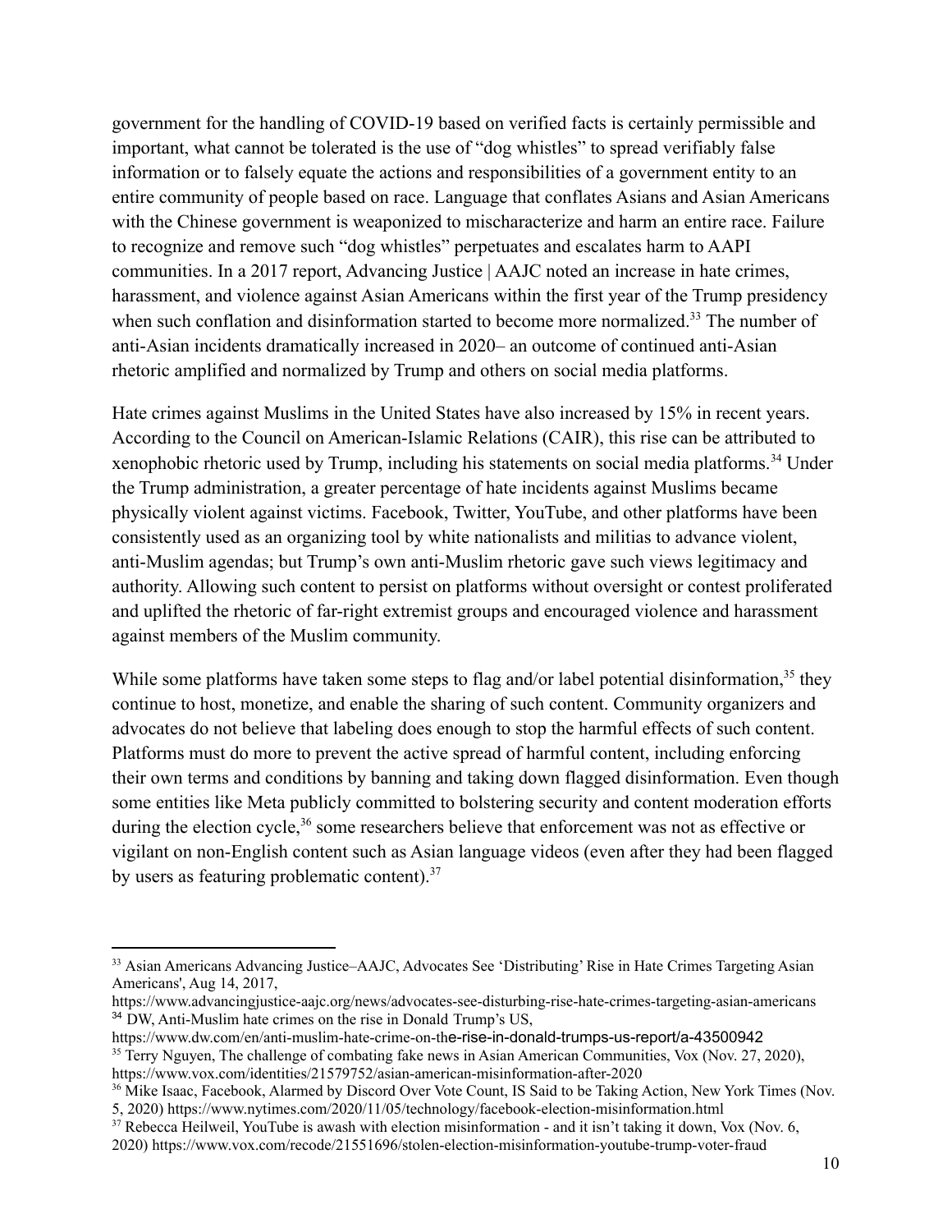government for the handling of COVID-19 based on verified facts is certainly permissible and important, what cannot be tolerated is the use of "dog whistles" to spread verifiably false information or to falsely equate the actions and responsibilities of a government entity to an entire community of people based on race. Language that conflates Asians and Asian Americans with the Chinese government is weaponized to mischaracterize and harm an entire race. Failure to recognize and remove such "dog whistles" perpetuates and escalates harm to AAPI communities. In a 2017 report, Advancing Justice | AAJC noted an increase in hate crimes, harassment, and violence against Asian Americans within the first year of the Trump presidency when such conflation and disinformation started to become more normalized.[33] The number of anti-Asian incidents dramatically increased in 2020– an outcome of continued anti-Asian rhetoric amplified and normalized by Trump and others on social media platforms.

Hate crimes against Muslims in the United States have also increased by 15% in recent years. According to the Council on American-Islamic Relations (CAIR), this rise can be attributed to xenophobic rhetoric used by Trump, including his statements on social media platforms.[34] Under the Trump administration, a greater percentage of hate incidents against Muslims became physically violent against victims. Facebook, Twitter, YouTube, and other platforms have been consistently used as an organizing tool by white nationalists and militias to advance violent, anti-Muslim agendas; but Trump's own anti-Muslim rhetoric gave such views legitimacy and authority. Allowing such content to persist on platforms without oversight or contest proliferated and uplifted the rhetoric of far-right extremist groups and encouraged violence and harassment against members of the Muslim community.

While some platforms have taken some steps to flag and/or label potential disinformation,[35] they continue to host, monetize, and enable the sharing of such content. Community organizers and advocates do not believe that labeling does enough to stop the harmful effects of such content. Platforms must do more to prevent the active spread of harmful content, including enforcing their own terms and conditions by banning and taking down flagged disinformation. Even though some entities like Meta publicly committed to bolstering security and content moderation efforts during the election cycle,[36] some researchers believe that enforcement was not as effective or vigilant on non-English content such as Asian language videos (even after they had been flagged by users as featuring problematic content).[37]

---

[33] Asian Americans Advancing Justice–AAJC, Advocates See 'Distributing' Rise in Hate Crimes Targeting Asian Americans', Aug 14, 2017, https://www.advancingjustice-aajc.org/news/advocates-see-disturbing-rise-hate-crimes-targeting-asian-americans

[34] DW, Anti-Muslim hate crimes on the rise in Donald Trump's US, https://www.dw.com/en/anti-muslim-hate-crime-on-the-rise-in-donald-trumps-us-report/a-43500942

[35] Terry Nguyen, The challenge of combating fake news in Asian American Communities, Vox (Nov. 27, 2020), https://www.vox.com/identities/21579752/asian-american-misinformation-after-2020

[36] Mike Isaac, Facebook, Alarmed by Discord Over Vote Count, IS Said to be Taking Action, New York Times (Nov. 5, 2020) https://www.nytimes.com/2020/11/05/technology/facebook-election-misinformation.html

[37] Rebecca Heilweil, YouTube is awash with election misinformation - and it isn't taking it down, Vox (Nov. 6, 2020) https://www.vox.com/recode/21551696/stolen-election-misinformation-youtube-trump-voter-fraud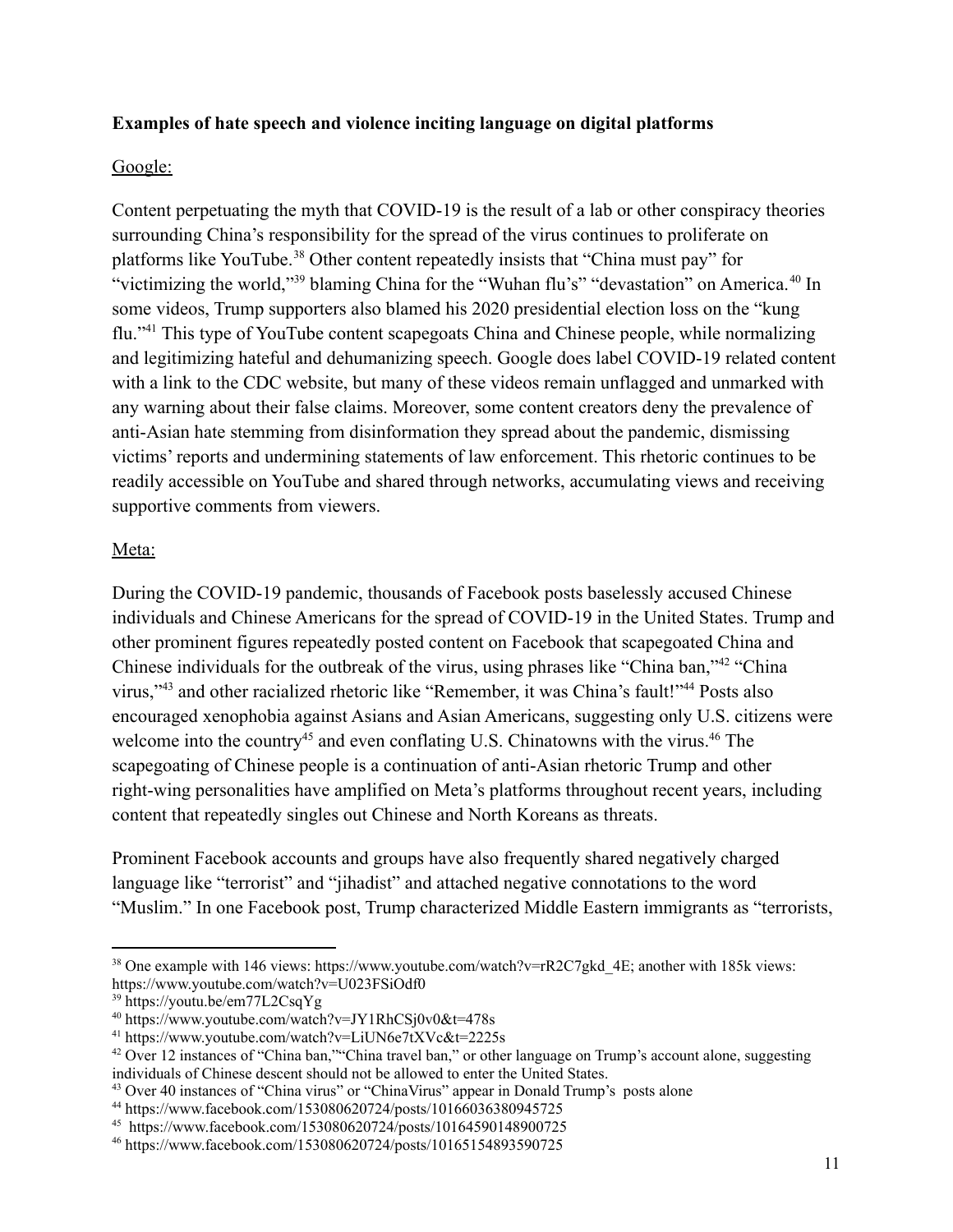**Examples of hate speech and violence inciting language on digital platforms**

Google:

Content perpetuating the myth that COVID-19 is the result of a lab or other conspiracy theories surrounding China's responsibility for the spread of the virus continues to proliferate on platforms like YouTube.[38] Other content repeatedly insists that "China must pay" for "victimizing the world,"[39] blaming China for the "Wuhan flu's" "devastation" on America.[40] In some videos, Trump supporters also blamed his 2020 presidential election loss on the "kung flu."[41] This type of YouTube content scapegoats China and Chinese people, while normalizing and legitimizing hateful and dehumanizing speech. Google does label COVID-19 related content with a link to the CDC website, but many of these videos remain unflagged and unmarked with any warning about their false claims. Moreover, some content creators deny the prevalence of anti-Asian hate stemming from disinformation they spread about the pandemic, dismissing victims' reports and undermining statements of law enforcement. This rhetoric continues to be readily accessible on YouTube and shared through networks, accumulating views and receiving supportive comments from viewers.

Meta:

During the COVID-19 pandemic, thousands of Facebook posts baselessly accused Chinese individuals and Chinese Americans for the spread of COVID-19 in the United States. Trump and other prominent figures repeatedly posted content on Facebook that scapegoated China and Chinese individuals for the outbreak of the virus, using phrases like "China ban,"[42] "China virus,"[43] and other racialized rhetoric like "Remember, it was China's fault!"[44] Posts also encouraged xenophobia against Asians and Asian Americans, suggesting only U.S. citizens were welcome into the country[45] and even conflating U.S. Chinatowns with the virus.[46] The scapegoating of Chinese people is a continuation of anti-Asian rhetoric Trump and other right-wing personalities have amplified on Meta's platforms throughout recent years, including content that repeatedly singles out Chinese and North Koreans as threats.

Prominent Facebook accounts and groups have also frequently shared negatively charged language like "terrorist" and "jihadist" and attached negative connotations to the word "Muslim." In one Facebook post, Trump characterized Middle Eastern immigrants as "terrorists,

---

[38] One example with 146 views: https://www.youtube.com/watch?v=rR2C7gkd_4E; another with 185k views: https://www.youtube.com/watch?v=U023FSiOdf0

[39] https://youtu.be/em77L2CsqYg

[40] https://www.youtube.com/watch?v=JY1RhCSj0v0&t=478s

[41] https://www.youtube.com/watch?v=LiUN6e7tXVc&t=2225s

[42] Over 12 instances of "China ban,""China travel ban," or other language on Trump's account alone, suggesting individuals of Chinese descent should not be allowed to enter the United States.

[43] Over 40 instances of "China virus" or "ChinaVirus" appear in Donald Trump's posts alone

[44] https://www.facebook.com/153080620724/posts/10166036380945725

[45] https://www.facebook.com/153080620724/posts/10164590148900725

[46] https://www.facebook.com/153080620724/posts/10165154893590725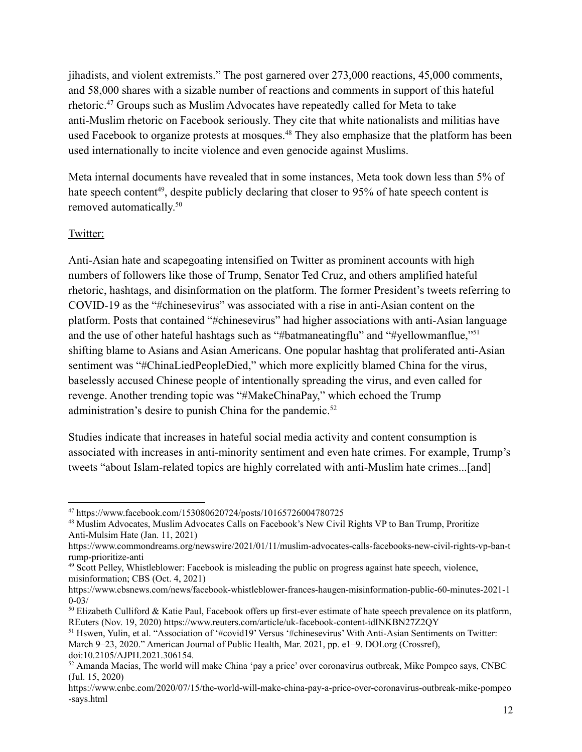jihadists, and violent extremists." The post garnered over 273,000 reactions, 45,000 comments, and 58,000 shares with a sizable number of reactions and comments in support of this hateful rhetoric.[47] Groups such as Muslim Advocates have repeatedly called for Meta to take anti-Muslim rhetoric on Facebook seriously. They cite that white nationalists and militias have used Facebook to organize protests at mosques.[48] They also emphasize that the platform has been used internationally to incite violence and even genocide against Muslims.

Meta internal documents have revealed that in some instances, Meta took down less than 5% of hate speech content[49], despite publicly declaring that closer to 95% of hate speech content is removed automatically.[50]

Twitter:

Anti-Asian hate and scapegoating intensified on Twitter as prominent accounts with high numbers of followers like those of Trump, Senator Ted Cruz, and others amplified hateful rhetoric, hashtags, and disinformation on the platform. The former President's tweets referring to COVID-19 as the "#chinesevirus" was associated with a rise in anti-Asian content on the platform. Posts that contained "#chinesevirus" had higher associations with anti-Asian language and the use of other hateful hashtags such as "#batmaneatingflu" and "#yellowmanflue,"[51] shifting blame to Asians and Asian Americans. One popular hashtag that proliferated anti-Asian sentiment was "#ChinaLiedPeopleDied," which more explicitly blamed China for the virus, baselessly accused Chinese people of intentionally spreading the virus, and even called for revenge. Another trending topic was "#MakeChinaPay," which echoed the Trump administration's desire to punish China for the pandemic.[52]

Studies indicate that increases in hateful social media activity and content consumption is associated with increases in anti-minority sentiment and even hate crimes. For example, Trump's tweets "about Islam-related topics are highly correlated with anti-Muslim hate crimes...[and]

---

[47] https://www.facebook.com/153080620724/posts/10165726004780725

[48] Muslim Advocates, Muslim Advocates Calls on Facebook's New Civil Rights VP to Ban Trump, Proritize Anti-Mulsim Hate (Jan. 11, 2021) https://www.commondreams.org/newswire/2021/01/11/muslim-advocates-calls-facebooks-new-civil-rights-vp-ban-trump-prioritize-anti

[49] Scott Pelley, Whistleblower: Facebook is misleading the public on progress against hate speech, violence, misinformation; CBS (Oct. 4, 2021) https://www.cbsnews.com/news/facebook-whistleblower-frances-haugen-misinformation-public-60-minutes-2021-10-03/

[50] Elizabeth Culliford & Katie Paul, Facebook offers up first-ever estimate of hate speech prevalence on its platform, REuters (Nov. 19, 2020) https://www.reuters.com/article/uk-facebook-content-idINKBN27Z2QY

[51] Hswen, Yulin, et al. "Association of '#covid19' Versus '#chinesevirus' With Anti-Asian Sentiments on Twitter: March 9–23, 2020." American Journal of Public Health, Mar. 2021, pp. e1–9. DOI.org (Crossref), doi:10.2105/AJPH.2021.306154.

[52] Amanda Macias, The world will make China 'pay a price' over coronavirus outbreak, Mike Pompeo says, CNBC (Jul. 15, 2020) https://www.cnbc.com/2020/07/15/the-world-will-make-china-pay-a-price-over-coronavirus-outbreak-mike-pompeo-says.html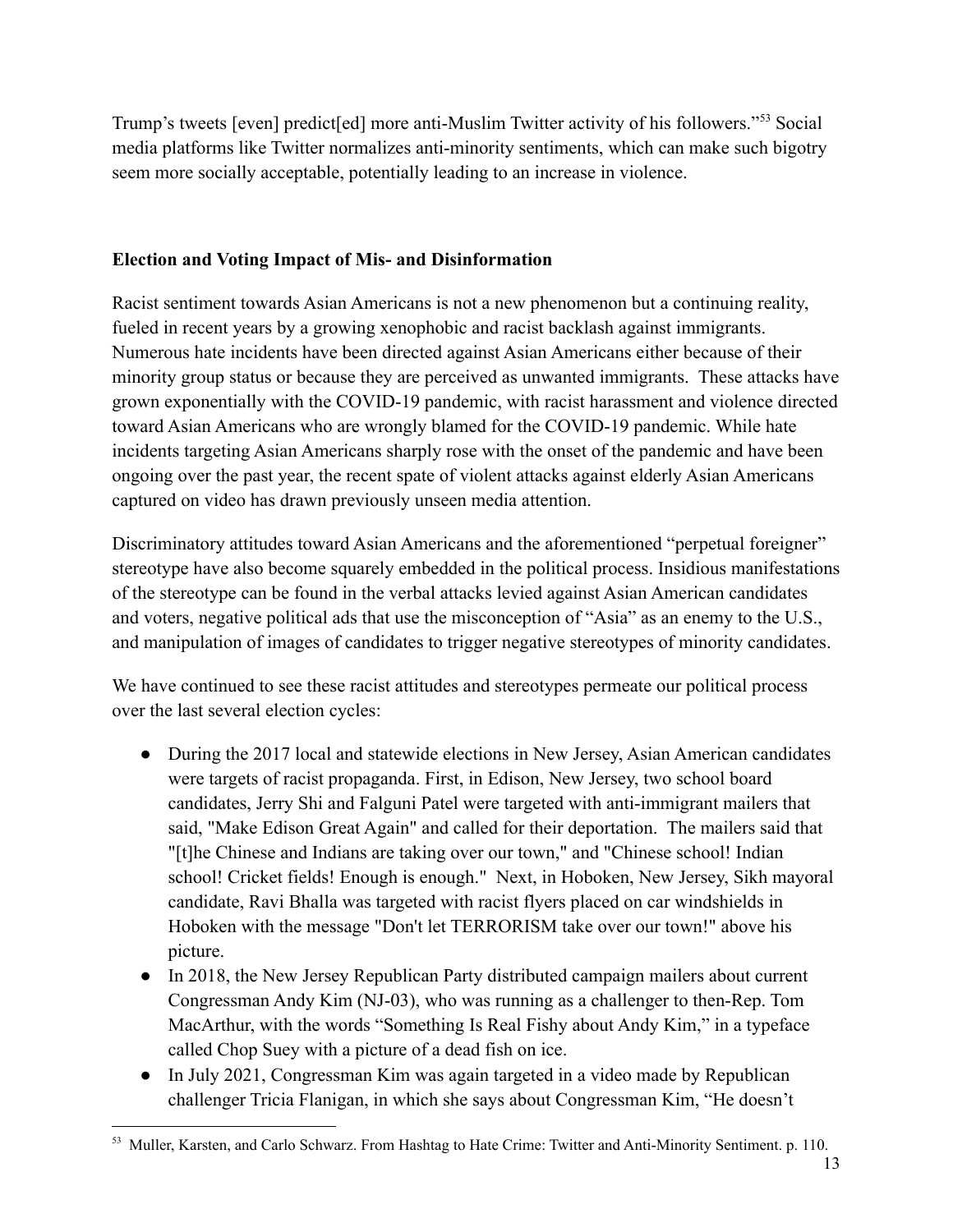Trump's tweets [even] predict[ed] more anti-Muslim Twitter activity of his followers."[53] Social media platforms like Twitter normalizes anti-minority sentiments, which can make such bigotry seem more socially acceptable, potentially leading to an increase in violence.

**Election and Voting Impact of Mis- and Disinformation**

Racist sentiment towards Asian Americans is not a new phenomenon but a continuing reality, fueled in recent years by a growing xenophobic and racist backlash against immigrants. Numerous hate incidents have been directed against Asian Americans either because of their minority group status or because they are perceived as unwanted immigrants. These attacks have grown exponentially with the COVID-19 pandemic, with racist harassment and violence directed toward Asian Americans who are wrongly blamed for the COVID-19 pandemic. While hate incidents targeting Asian Americans sharply rose with the onset of the pandemic and have been ongoing over the past year, the recent spate of violent attacks against elderly Asian Americans captured on video has drawn previously unseen media attention.

Discriminatory attitudes toward Asian Americans and the aforementioned "perpetual foreigner" stereotype have also become squarely embedded in the political process. Insidious manifestations of the stereotype can be found in the verbal attacks levied against Asian American candidates and voters, negative political ads that use the misconception of "Asia" as an enemy to the U.S., and manipulation of images of candidates to trigger negative stereotypes of minority candidates.

We have continued to see these racist attitudes and stereotypes permeate our political process over the last several election cycles:

- During the 2017 local and statewide elections in New Jersey, Asian American candidates were targets of racist propaganda. First, in Edison, New Jersey, two school board candidates, Jerry Shi and Falguni Patel were targeted with anti-immigrant mailers that said, "Make Edison Great Again" and called for their deportation. The mailers said that "[t]he Chinese and Indians are taking over our town," and "Chinese school! Indian school! Cricket fields! Enough is enough." Next, in Hoboken, New Jersey, Sikh mayoral candidate, Ravi Bhalla was targeted with racist flyers placed on car windshields in Hoboken with the message "Don't let TERRORISM take over our town!" above his picture.
- In 2018, the New Jersey Republican Party distributed campaign mailers about current Congressman Andy Kim (NJ-03), who was running as a challenger to then-Rep. Tom MacArthur, with the words "Something Is Real Fishy about Andy Kim," in a typeface called Chop Suey with a picture of a dead fish on ice.
- In July 2021, Congressman Kim was again targeted in a video made by Republican challenger Tricia Flanigan, in which she says about Congressman Kim, "He doesn't

[53] Muller, Karsten, and Carlo Schwarz. From Hashtag to Hate Crime: Twitter and Anti-Minority Sentiment. p. 110.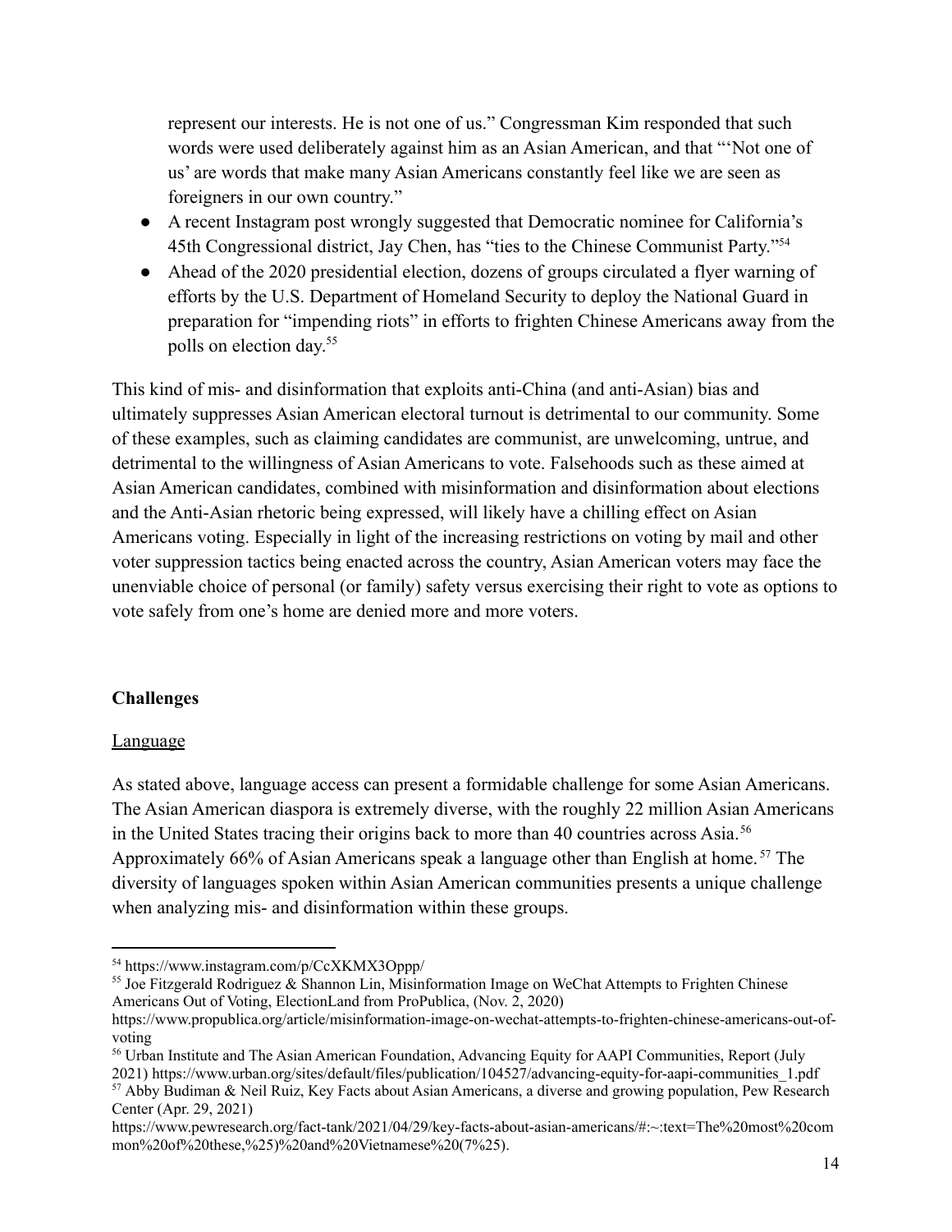represent our interests. He is not one of us." Congressman Kim responded that such words were used deliberately against him as an Asian American, and that "'Not one of us' are words that make many Asian Americans constantly feel like we are seen as foreigners in our own country."

- A recent Instagram post wrongly suggested that Democratic nominee for California's 45th Congressional district, Jay Chen, has "ties to the Chinese Communist Party."[54]
- Ahead of the 2020 presidential election, dozens of groups circulated a flyer warning of efforts by the U.S. Department of Homeland Security to deploy the National Guard in preparation for "impending riots" in efforts to frighten Chinese Americans away from the polls on election day.[55]

This kind of mis- and disinformation that exploits anti-China (and anti-Asian) bias and ultimately suppresses Asian American electoral turnout is detrimental to our community. Some of these examples, such as claiming candidates are communist, are unwelcoming, untrue, and detrimental to the willingness of Asian Americans to vote. Falsehoods such as these aimed at Asian American candidates, combined with misinformation and disinformation about elections and the Anti-Asian rhetoric being expressed, will likely have a chilling effect on Asian Americans voting. Especially in light of the increasing restrictions on voting by mail and other voter suppression tactics being enacted across the country, Asian American voters may face the unenviable choice of personal (or family) safety versus exercising their right to vote as options to vote safely from one's home are denied more and more voters.

**Challenges**

<u>Language</u>

As stated above, language access can present a formidable challenge for some Asian Americans. The Asian American diaspora is extremely diverse, with the roughly 22 million Asian Americans in the United States tracing their origins back to more than 40 countries across Asia.[56] Approximately 66% of Asian Americans speak a language other than English at home.[57] The diversity of languages spoken within Asian American communities presents a unique challenge when analyzing mis- and disinformation within these groups.

---

[54] https://www.instagram.com/p/CcXKMX3Oppp/

[55] Joe Fitzgerald Rodriguez & Shannon Lin, Misinformation Image on WeChat Attempts to Frighten Chinese Americans Out of Voting, ElectionLand from ProPublica, (Nov. 2, 2020) https://www.propublica.org/article/misinformation-image-on-wechat-attempts-to-frighten-chinese-americans-out-of-voting

[56] Urban Institute and The Asian American Foundation, Advancing Equity for AAPI Communities, Report (July 2021) https://www.urban.org/sites/default/files/publication/104527/advancing-equity-for-aapi-communities_1.pdf

[57] Abby Budiman & Neil Ruiz, Key Facts about Asian Americans, a diverse and growing population, Pew Research Center (Apr. 29, 2021) https://www.pewresearch.org/fact-tank/2021/04/29/key-facts-about-asian-americans/#:~:text=The%20most%20common%20of%20these,%25)%20and%20Vietnamese%20(7%25).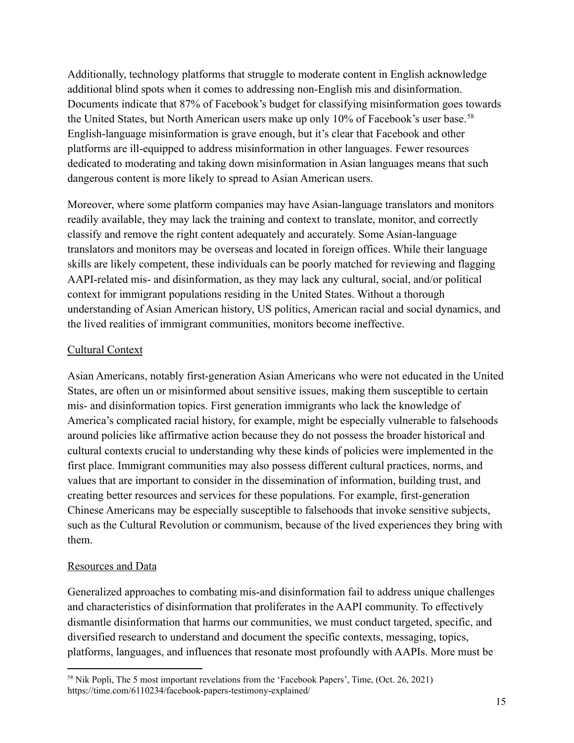Additionally, technology platforms that struggle to moderate content in English acknowledge additional blind spots when it comes to addressing non-English mis and disinformation. Documents indicate that 87% of Facebook's budget for classifying misinformation goes towards the United States, but North American users make up only 10% of Facebook's user base.[58] English-language misinformation is grave enough, but it's clear that Facebook and other platforms are ill-equipped to address misinformation in other languages. Fewer resources dedicated to moderating and taking down misinformation in Asian languages means that such dangerous content is more likely to spread to Asian American users.

Moreover, where some platform companies may have Asian-language translators and monitors readily available, they may lack the training and context to translate, monitor, and correctly classify and remove the right content adequately and accurately. Some Asian-language translators and monitors may be overseas and located in foreign offices. While their language skills are likely competent, these individuals can be poorly matched for reviewing and flagging AAPI-related mis- and disinformation, as they may lack any cultural, social, and/or political context for immigrant populations residing in the United States. Without a thorough understanding of Asian American history, US politics, American racial and social dynamics, and the lived realities of immigrant communities, monitors become ineffective.

Cultural Context

Asian Americans, notably first-generation Asian Americans who were not educated in the United States, are often un or misinformed about sensitive issues, making them susceptible to certain mis- and disinformation topics. First generation immigrants who lack the knowledge of America's complicated racial history, for example, might be especially vulnerable to falsehoods around policies like affirmative action because they do not possess the broader historical and cultural contexts crucial to understanding why these kinds of policies were implemented in the first place. Immigrant communities may also possess different cultural practices, norms, and values that are important to consider in the dissemination of information, building trust, and creating better resources and services for these populations. For example, first-generation Chinese Americans may be especially susceptible to falsehoods that invoke sensitive subjects, such as the Cultural Revolution or communism, because of the lived experiences they bring with them.

Resources and Data

Generalized approaches to combating mis-and disinformation fail to address unique challenges and characteristics of disinformation that proliferates in the AAPI community. To effectively dismantle disinformation that harms our communities, we must conduct targeted, specific, and diversified research to understand and document the specific contexts, messaging, topics, platforms, languages, and influences that resonate most profoundly with AAPIs. More must be

---

[58] Nik Popli, The 5 most important revelations from the 'Facebook Papers', Time, (Oct. 26, 2021) https://time.com/6110234/facebook-papers-testimony-explained/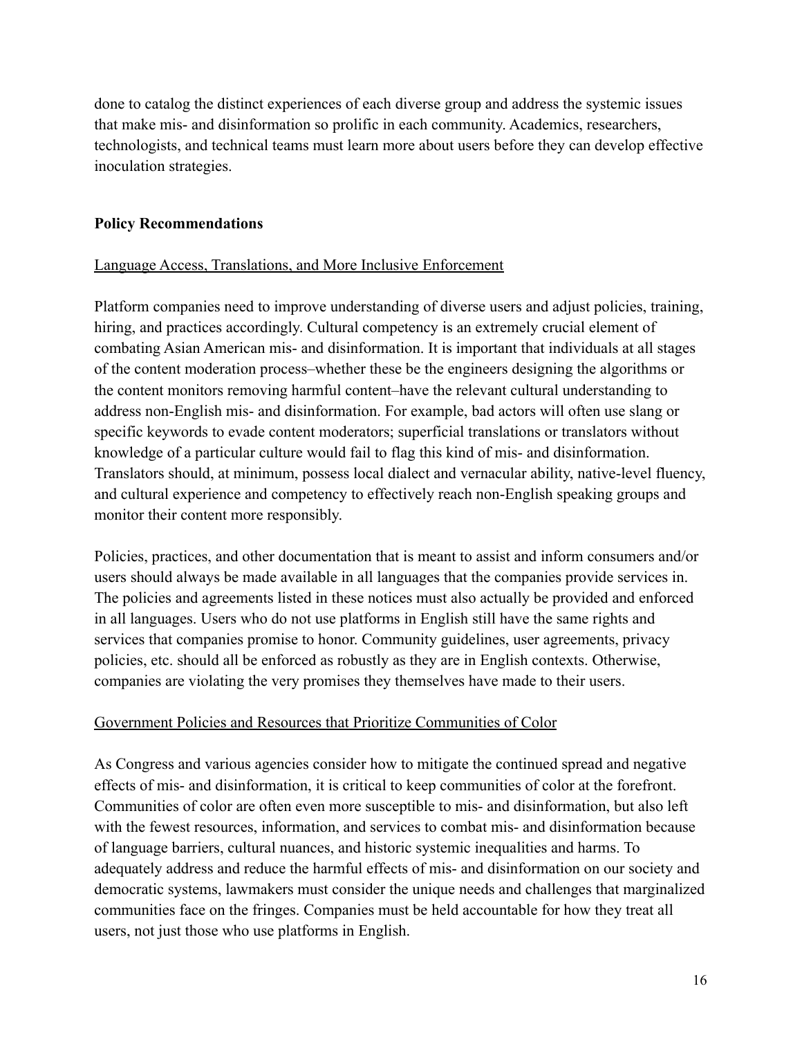done to catalog the distinct experiences of each diverse group and address the systemic issues that make mis- and disinformation so prolific in each community. Academics, researchers, technologists, and technical teams must learn more about users before they can develop effective inoculation strategies.

## Policy Recommendations

### Language Access, Translations, and More Inclusive Enforcement

Platform companies need to improve understanding of diverse users and adjust policies, training, hiring, and practices accordingly. Cultural competency is an extremely crucial element of combating Asian American mis- and disinformation. It is important that individuals at all stages of the content moderation process–whether these be the engineers designing the algorithms or the content monitors removing harmful content–have the relevant cultural understanding to address non-English mis- and disinformation. For example, bad actors will often use slang or specific keywords to evade content moderators; superficial translations or translators without knowledge of a particular culture would fail to flag this kind of mis- and disinformation. Translators should, at minimum, possess local dialect and vernacular ability, native-level fluency, and cultural experience and competency to effectively reach non-English speaking groups and monitor their content more responsibly.

Policies, practices, and other documentation that is meant to assist and inform consumers and/or users should always be made available in all languages that the companies provide services in. The policies and agreements listed in these notices must also actually be provided and enforced in all languages. Users who do not use platforms in English still have the same rights and services that companies promise to honor. Community guidelines, user agreements, privacy policies, etc. should all be enforced as robustly as they are in English contexts. Otherwise, companies are violating the very promises they themselves have made to their users.

### Government Policies and Resources that Prioritize Communities of Color

As Congress and various agencies consider how to mitigate the continued spread and negative effects of mis- and disinformation, it is critical to keep communities of color at the forefront. Communities of color are often even more susceptible to mis- and disinformation, but also left with the fewest resources, information, and services to combat mis- and disinformation because of language barriers, cultural nuances, and historic systemic inequalities and harms. To adequately address and reduce the harmful effects of mis- and disinformation on our society and democratic systems, lawmakers must consider the unique needs and challenges that marginalized communities face on the fringes. Companies must be held accountable for how they treat all users, not just those who use platforms in English.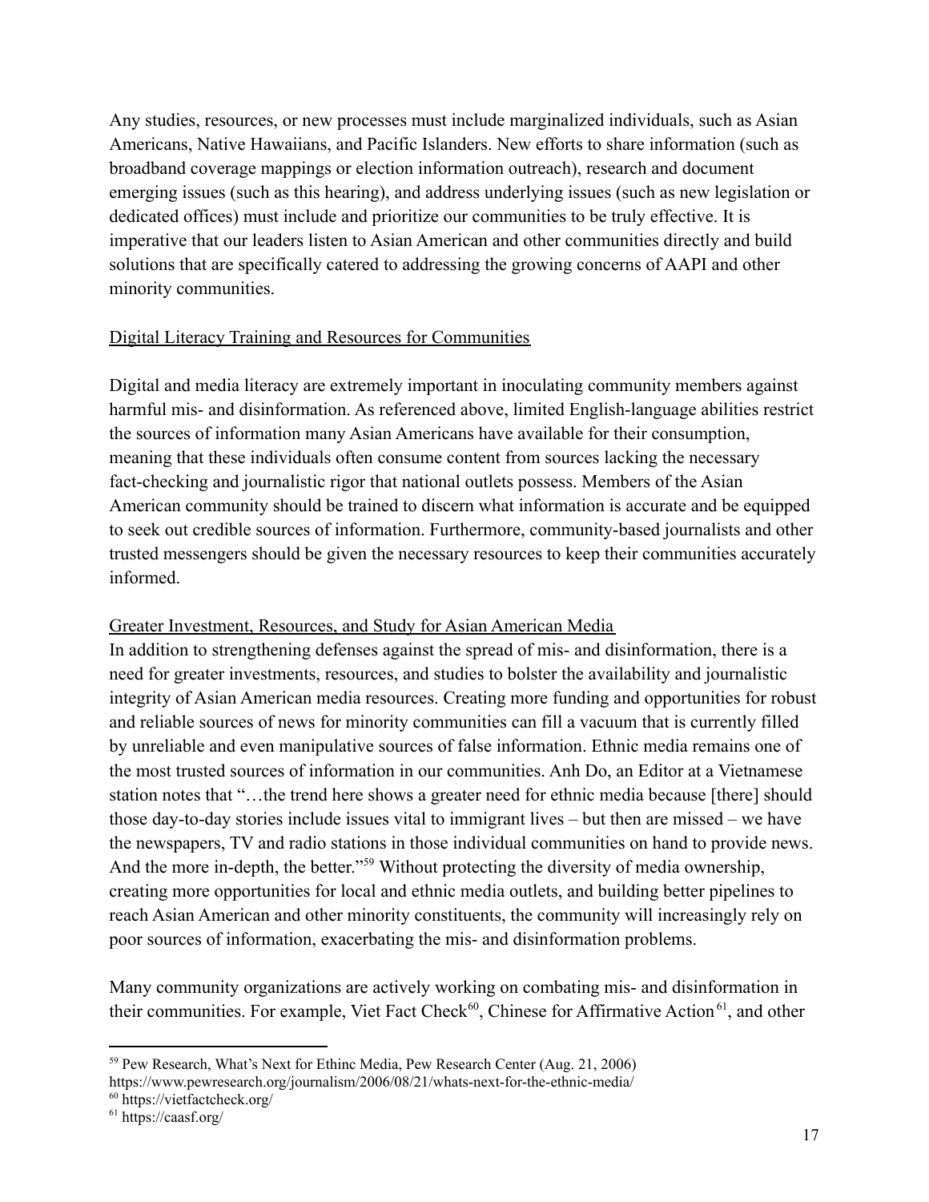Any studies, resources, or new processes must include marginalized individuals, such as Asian Americans, Native Hawaiians, and Pacific Islanders. New efforts to share information (such as broadband coverage mappings or election information outreach), research and document emerging issues (such as this hearing), and address underlying issues (such as new legislation or dedicated offices) must include and prioritize our communities to be truly effective. It is imperative that our leaders listen to Asian American and other communities directly and build solutions that are specifically catered to addressing the growing concerns of AAPI and other minority communities.

<u>Digital Literacy Training and Resources for Communities</u>

Digital and media literacy are extremely important in inoculating community members against harmful mis- and disinformation. As referenced above, limited English-language abilities restrict the sources of information many Asian Americans have available for their consumption, meaning that these individuals often consume content from sources lacking the necessary fact-checking and journalistic rigor that national outlets possess. Members of the Asian American community should be trained to discern what information is accurate and be equipped to seek out credible sources of information. Furthermore, community-based journalists and other trusted messengers should be given the necessary resources to keep their communities accurately informed.

<u>Greater Investment, Resources, and Study for Asian American Media</u>

In addition to strengthening defenses against the spread of mis- and disinformation, there is a need for greater investments, resources, and studies to bolster the availability and journalistic integrity of Asian American media resources. Creating more funding and opportunities for robust and reliable sources of news for minority communities can fill a vacuum that is currently filled by unreliable and even manipulative sources of false information. Ethnic media remains one of the most trusted sources of information in our communities. Anh Do, an Editor at a Vietnamese station notes that "…the trend here shows a greater need for ethnic media because [there] should those day-to-day stories include issues vital to immigrant lives – but then are missed – we have the newspapers, TV and radio stations in those individual communities on hand to provide news. And the more in-depth, the better."[59] Without protecting the diversity of media ownership, creating more opportunities for local and ethnic media outlets, and building better pipelines to reach Asian American and other minority constituents, the community will increasingly rely on poor sources of information, exacerbating the mis- and disinformation problems.

Many community organizations are actively working on combating mis- and disinformation in their communities. For example, Viet Fact Check[60], Chinese for Affirmative Action[61], and other

---

[59] Pew Research, What's Next for Ethinc Media, Pew Research Center (Aug. 21, 2006) https://www.pewresearch.org/journalism/2006/08/21/whats-next-for-the-ethnic-media/

[60] https://vietfactcheck.org/

[61] https://caasf.org/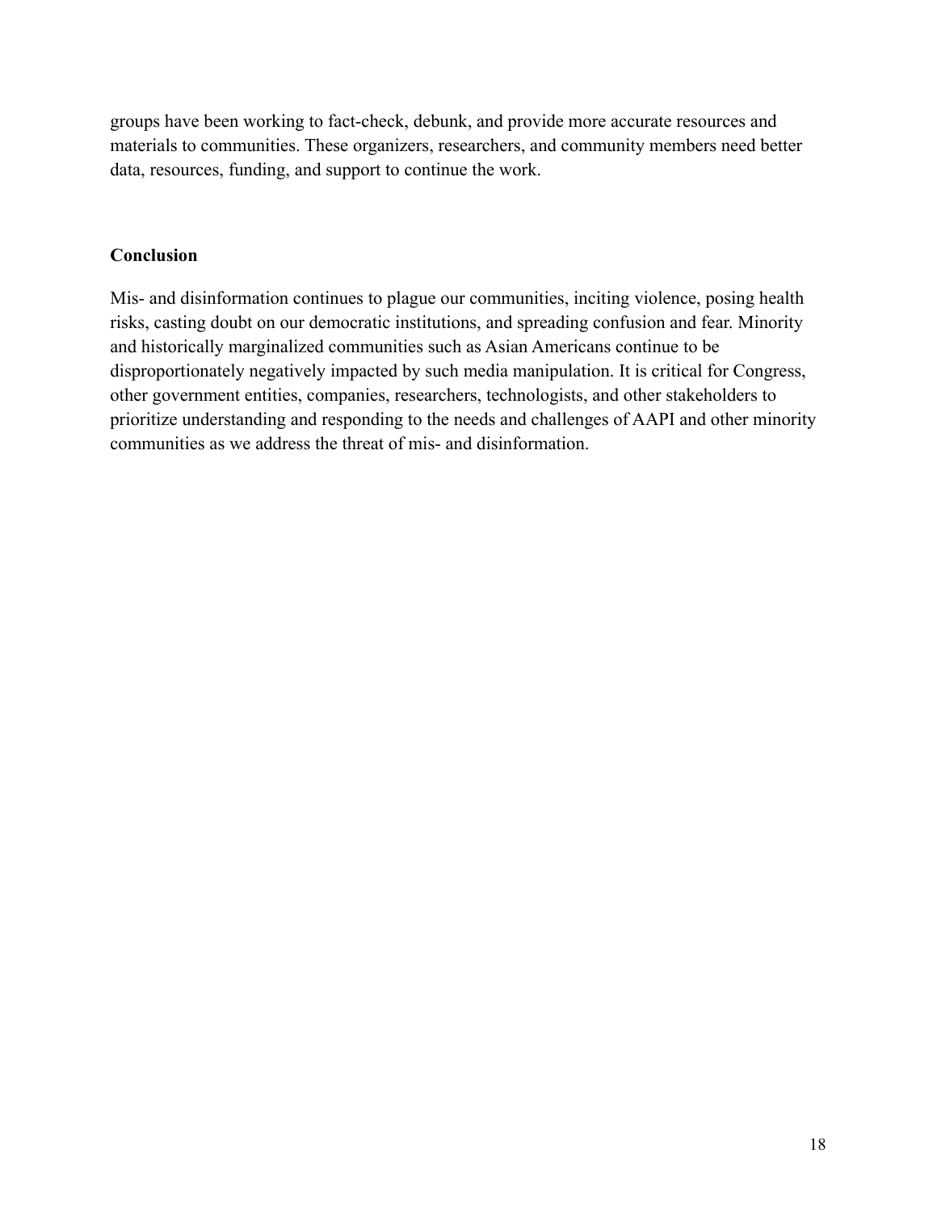groups have been working to fact-check, debunk, and provide more accurate resources and materials to communities. These organizers, researchers, and community members need better data, resources, funding, and support to continue the work.

## Conclusion

Mis- and disinformation continues to plague our communities, inciting violence, posing health risks, casting doubt on our democratic institutions, and spreading confusion and fear. Minority and historically marginalized communities such as Asian Americans continue to be disproportionately negatively impacted by such media manipulation. It is critical for Congress, other government entities, companies, researchers, technologists, and other stakeholders to prioritize understanding and responding to the needs and challenges of AAPI and other minority communities as we address the threat of mis- and disinformation.